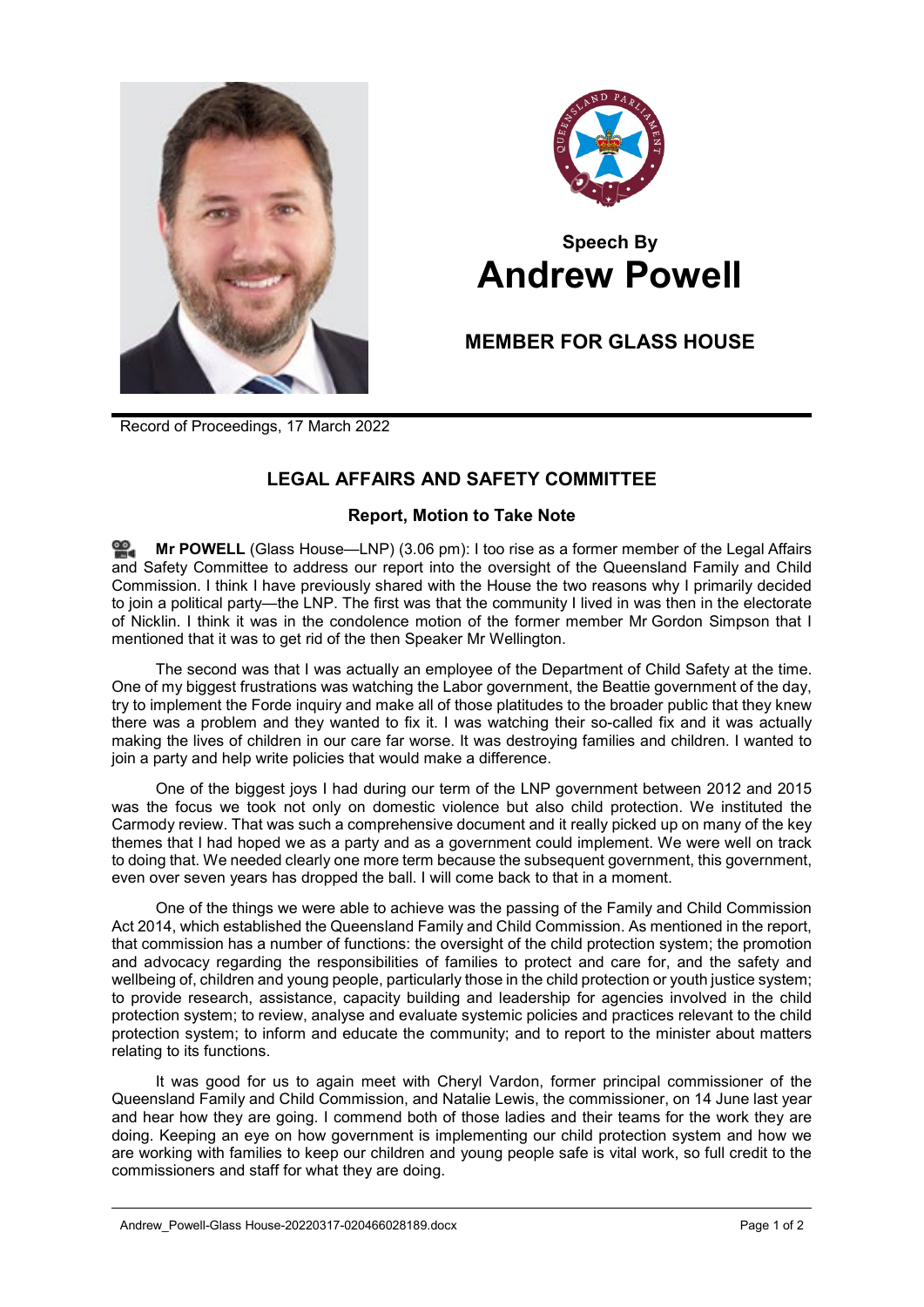## Speech By
# Andrew Powell

## MEMBER FOR GLASS HOUSE

Record of Proceedings, 17 March 2022

## LEGAL AFFAIRS AND SAFETY COMMITTEE

### Report, Motion to Take Note

**Mr POWELL** (Glass House—LNP) (3.06 pm): I too rise as a former member of the Legal Affairs and Safety Committee to address our report into the oversight of the Queensland Family and Child Commission. I think I have previously shared with the House the two reasons why I primarily decided to join a political party—the LNP. The first was that the community I lived in was then in the electorate of Nicklin. I think it was in the condolence motion of the former member Mr Gordon Simpson that I mentioned that it was to get rid of the then Speaker Mr Wellington.

The second was that I was actually an employee of the Department of Child Safety at the time. One of my biggest frustrations was watching the Labor government, the Beattie government of the day, try to implement the Forde inquiry and make all of those platitudes to the broader public that they knew there was a problem and they wanted to fix it. I was watching their so-called fix and it was actually making the lives of children in our care far worse. It was destroying families and children. I wanted to join a party and help write policies that would make a difference.

One of the biggest joys I had during our term of the LNP government between 2012 and 2015 was the focus we took not only on domestic violence but also child protection. We instituted the Carmody review. That was such a comprehensive document and it really picked up on many of the key themes that I had hoped we as a party and as a government could implement. We were well on track to doing that. We needed clearly one more term because the subsequent government, this government, even over seven years has dropped the ball. I will come back to that in a moment.

One of the things we were able to achieve was the passing of the Family and Child Commission Act 2014, which established the Queensland Family and Child Commission. As mentioned in the report, that commission has a number of functions: the oversight of the child protection system; the promotion and advocacy regarding the responsibilities of families to protect and care for, and the safety and wellbeing of, children and young people, particularly those in the child protection or youth justice system; to provide research, assistance, capacity building and leadership for agencies involved in the child protection system; to review, analyse and evaluate systemic policies and practices relevant to the child protection system; to inform and educate the community; and to report to the minister about matters relating to its functions.

It was good for us to again meet with Cheryl Vardon, former principal commissioner of the Queensland Family and Child Commission, and Natalie Lewis, the commissioner, on 14 June last year and hear how they are going. I commend both of those ladies and their teams for the work they are doing. Keeping an eye on how government is implementing our child protection system and how we are working with families to keep our children and young people safe is vital work, so full credit to the commissioners and staff for what they are doing.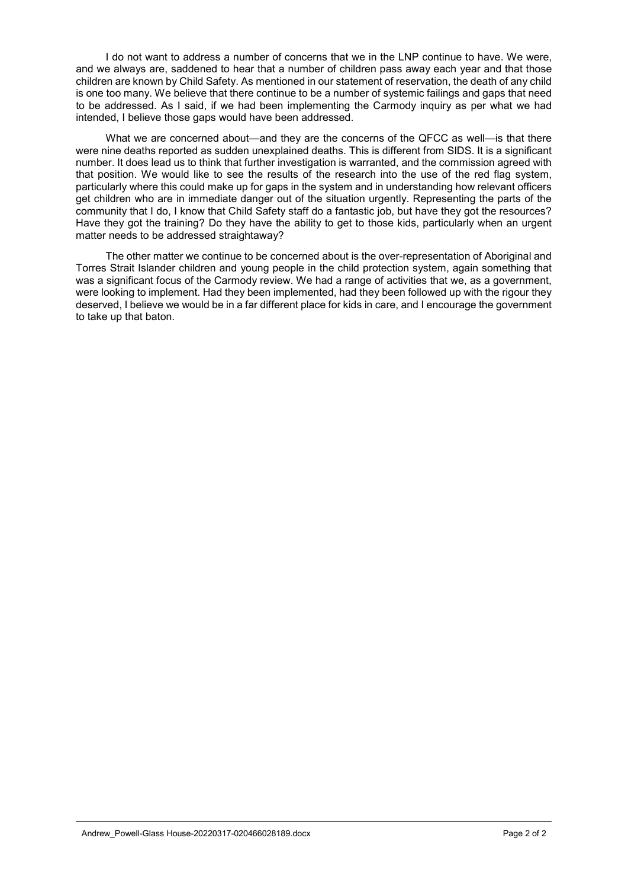I do not want to address a number of concerns that we in the LNP continue to have. We were, and we always are, saddened to hear that a number of children pass away each year and that those children are known by Child Safety. As mentioned in our statement of reservation, the death of any child is one too many. We believe that there continue to be a number of systemic failings and gaps that need to be addressed. As I said, if we had been implementing the Carmody inquiry as per what we had intended, I believe those gaps would have been addressed.

What we are concerned about—and they are the concerns of the QFCC as well—is that there were nine deaths reported as sudden unexplained deaths. This is different from SIDS. It is a significant number. It does lead us to think that further investigation is warranted, and the commission agreed with that position. We would like to see the results of the research into the use of the red flag system, particularly where this could make up for gaps in the system and in understanding how relevant officers get children who are in immediate danger out of the situation urgently. Representing the parts of the community that I do, I know that Child Safety staff do a fantastic job, but have they got the resources? Have they got the training? Do they have the ability to get to those kids, particularly when an urgent matter needs to be addressed straightaway?

The other matter we continue to be concerned about is the over-representation of Aboriginal and Torres Strait Islander children and young people in the child protection system, again something that was a significant focus of the Carmody review. We had a range of activities that we, as a government, were looking to implement. Had they been implemented, had they been followed up with the rigour they deserved, I believe we would be in a far different place for kids in care, and I encourage the government to take up that baton.